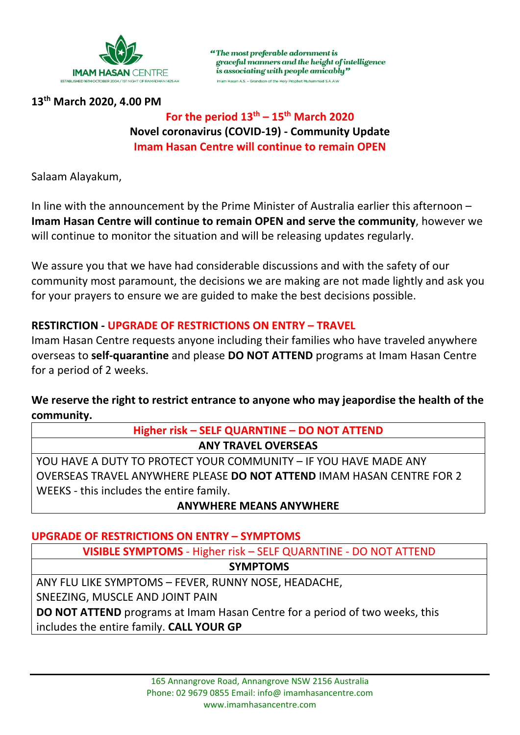IMAM HASAN CENTRE
ESTABLISHED 16TH OCTOBER 2004 / 1ST NIGHT OF RAMADHAN 1425 AH

*"The most preferable adornment is graceful manners and the height of intelligence is associating with people amicably"*
Imam Hasan A.S. - Grandson of the Holy Prophet Muhammad S.A.A.W

**13th March 2020, 4.00 PM**

## For the period 13th – 15th March 2020
## Novel coronavirus (COVID-19) - Community Update
## Imam Hasan Centre will continue to remain OPEN

Salaam Alayakum,

In line with the announcement by the Prime Minister of Australia earlier this afternoon – **Imam Hasan Centre will continue to remain OPEN and serve the community**, however we will continue to monitor the situation and will be releasing updates regularly.

We assure you that we have had considerable discussions and with the safety of our community most paramount, the decisions we are making are not made lightly and ask you for your prayers to ensure we are guided to make the best decisions possible.

**RESTIRCTION - UPGRADE OF RESTRICTIONS ON ENTRY – TRAVEL**

Imam Hasan Centre requests anyone including their families who have traveled anywhere overseas to **self-quarantine** and please **DO NOT ATTEND** programs at Imam Hasan Centre for a period of 2 weeks.

**We reserve the right to restrict entrance to anyone who may jeapordise the health of the community.**

| Higher risk – SELF QUARNTINE – DO NOT ATTEND |
|---|
| **ANY TRAVEL OVERSEAS** |
| YOU HAVE A DUTY TO PROTECT YOUR COMMUNITY – IF YOU HAVE MADE ANY OVERSEAS TRAVEL ANYWHERE PLEASE **DO NOT ATTEND** IMAM HASAN CENTRE FOR 2 WEEKS - this includes the entire family. **ANYWHERE MEANS ANYWHERE** |

**UPGRADE OF RESTRICTIONS ON ENTRY – SYMPTOMS**

| **VISIBLE SYMPTOMS** - Higher risk – SELF QUARNTINE - DO NOT ATTEND |
|---|
| **SYMPTOMS** |
| ANY FLU LIKE SYMPTOMS – FEVER, RUNNY NOSE, HEADACHE, SNEEZING, MUSCLE AND JOINT PAIN **DO NOT ATTEND** programs at Imam Hasan Centre for a period of two weeks, this includes the entire family. **CALL YOUR GP** |

165 Annangrove Road, Annangrove NSW 2156 Australia
Phone: 02 9679 0855 Email: info@ imamhasancentre.com
www.imamhasancentre.com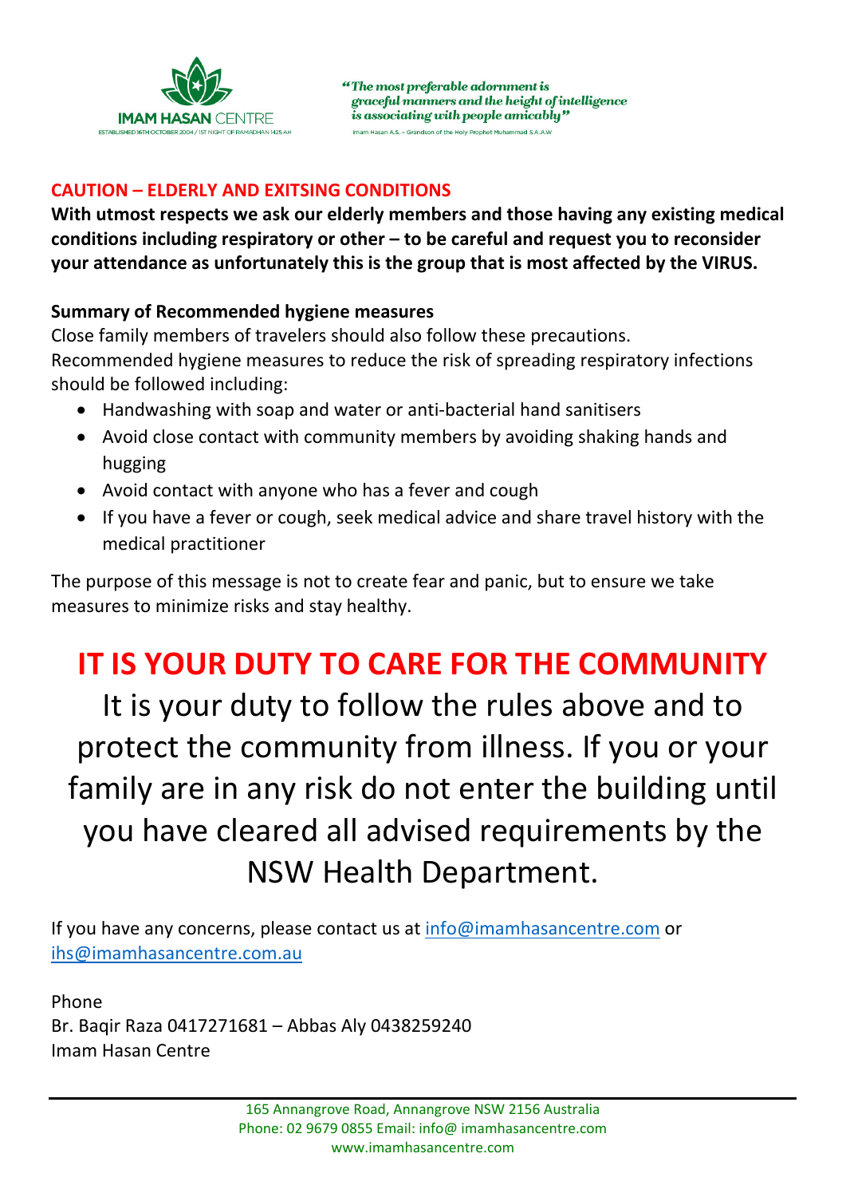**IMAM HASAN CENTRE**
ESTABLISHED 16TH OCTOBER 2004 / 1ST NIGHT OF RAMADHAN 1425 AH

*"The most preferable adornment is graceful manners and the height of intelligence is associating with people amicably"*
Imam Hasan A.S. - Grandson of the Holy Prophet Muhammad S.A.A.W

## CAUTION – ELDERLY AND EXITSING CONDITIONS

**With utmost respects we ask our elderly members and those having any existing medical conditions including respiratory or other – to be careful and request you to reconsider your attendance as unfortunately this is the group that is most affected by the VIRUS.**

**Summary of Recommended hygiene measures**

Close family members of travelers should also follow these precautions.
Recommended hygiene measures to reduce the risk of spreading respiratory infections should be followed including:

- Handwashing with soap and water or anti-bacterial hand sanitisers
- Avoid close contact with community members by avoiding shaking hands and hugging
- Avoid contact with anyone who has a fever and cough
- If you have a fever or cough, seek medical advice and share travel history with the medical practitioner

The purpose of this message is not to create fear and panic, but to ensure we take measures to minimize risks and stay healthy.

# IT IS YOUR DUTY TO CARE FOR THE COMMUNITY

It is your duty to follow the rules above and to protect the community from illness. If you or your family are in any risk do not enter the building until you have cleared all advised requirements by the NSW Health Department.

If you have any concerns, please contact us at info@imamhasancentre.com or ihs@imamhasancentre.com.au

Phone
Br. Baqir Raza 0417271681 – Abbas Aly 0438259240
Imam Hasan Centre

165 Annangrove Road, Annangrove NSW 2156 Australia
Phone: 02 9679 0855 Email: info@ imamhasancentre.com
www.imamhasancentre.com